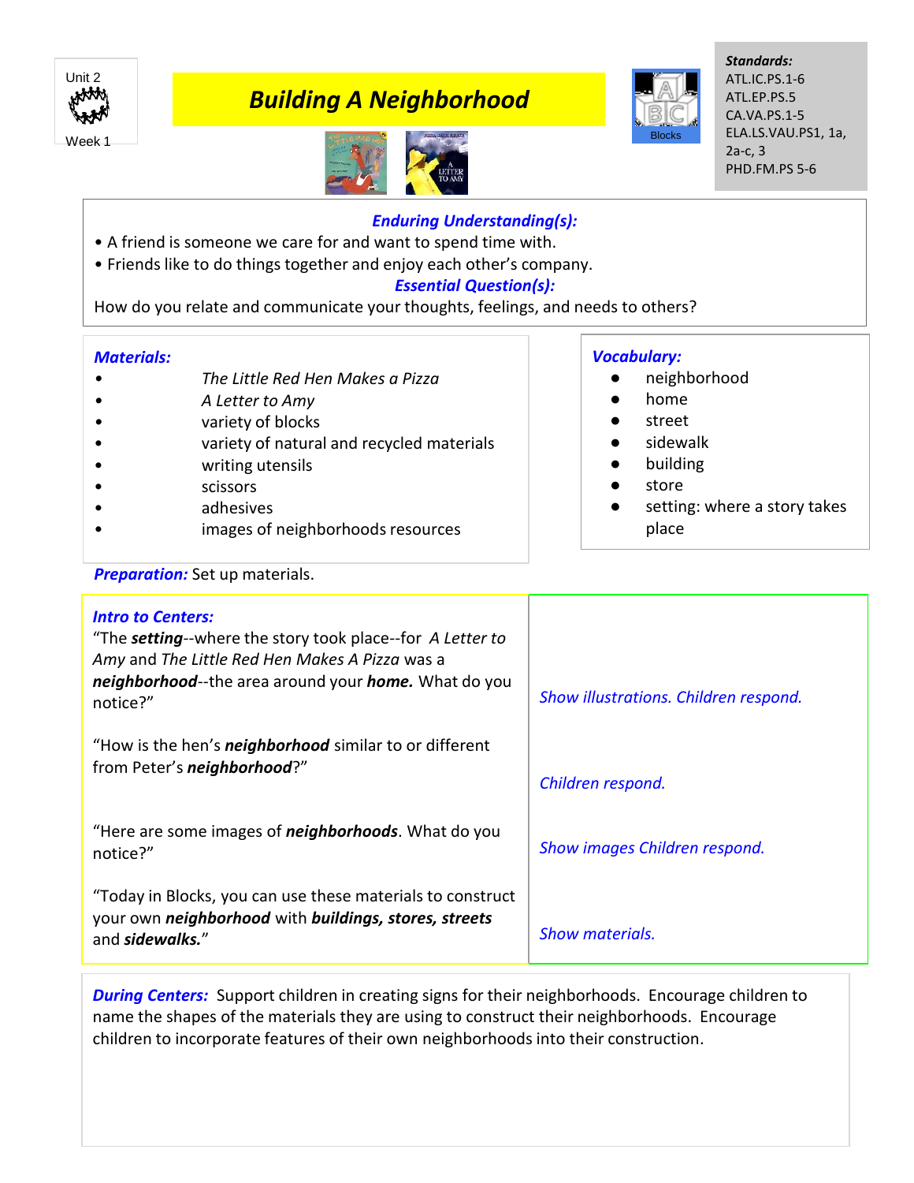Unit 2

Week 1

# Building A Neighborhood

Blocks

**Standards:**
ATL.IC.PS.1-6
ATL.EP.PS.5
CA.VA.PS.1-5
ELA.LS.VAU.PS1, 1a, 2a-c, 3
PHD.FM.PS 5-6

***Enduring Understanding(s):***

- A friend is someone we care for and want to spend time with.
- Friends like to do things together and enjoy each other's company.

***Essential Question(s):***

How do you relate and communicate your thoughts, feelings, and needs to others?

***Materials:***

- *The Little Red Hen Makes a Pizza*
- *A Letter to Amy*
- variety of blocks
- variety of natural and recycled materials
- writing utensils
- scissors
- adhesives
- images of neighborhoods resources

***Vocabulary:***

- neighborhood
- home
- street
- sidewalk
- building
- store
- setting: where a story takes place

***Preparation:*** Set up materials.

| ***Intro to Centers:*** | |
|---|---|
| "The ***setting***--where the story took place--for *A Letter to Amy* and *The Little Red Hen Makes A Pizza* was a ***neighborhood***--the area around your ***home.*** What do you notice?" | *Show illustrations. Children respond.* |
| "How is the hen's ***neighborhood*** similar to or different from Peter's ***neighborhood***?" | *Children respond.* |
| "Here are some images of ***neighborhoods***. What do you notice?" | *Show images Children respond.* |
| "Today in Blocks, you can use these materials to construct your own ***neighborhood*** with ***buildings, stores, streets*** and ***sidewalks.***" | *Show materials.* |

***During Centers:*** Support children in creating signs for their neighborhoods. Encourage children to name the shapes of the materials they are using to construct their neighborhoods. Encourage children to incorporate features of their own neighborhoods into their construction.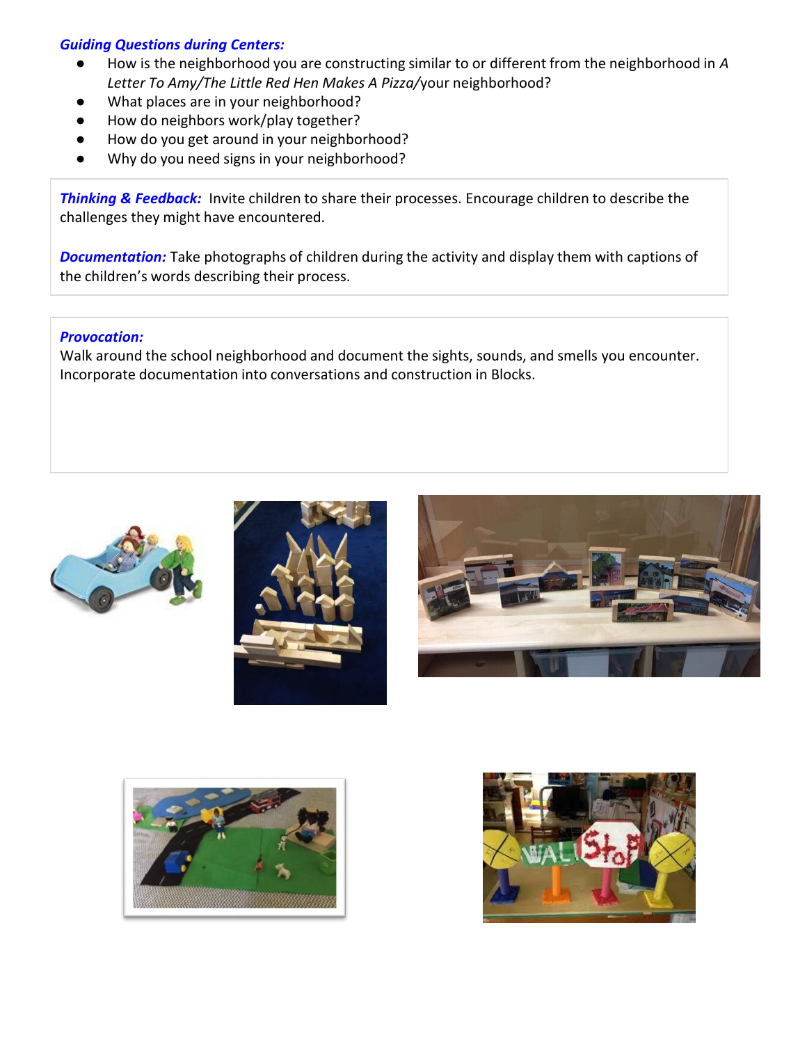***Guiding Questions during Centers:***

- How is the neighborhood you are constructing similar to or different from the neighborhood in *A Letter To Amy/The Little Red Hen Makes A Pizza*/your neighborhood?
- What places are in your neighborhood?
- How do neighbors work/play together?
- How do you get around in your neighborhood?
- Why do you need signs in your neighborhood?

***Thinking & Feedback:*** Invite children to share their processes. Encourage children to describe the challenges they might have encountered.

***Documentation:*** Take photographs of children during the activity and display them with captions of the children's words describing their process.

***Provocation:***
Walk around the school neighborhood and document the sights, sounds, and smells you encounter. Incorporate documentation into conversations and construction in Blocks.